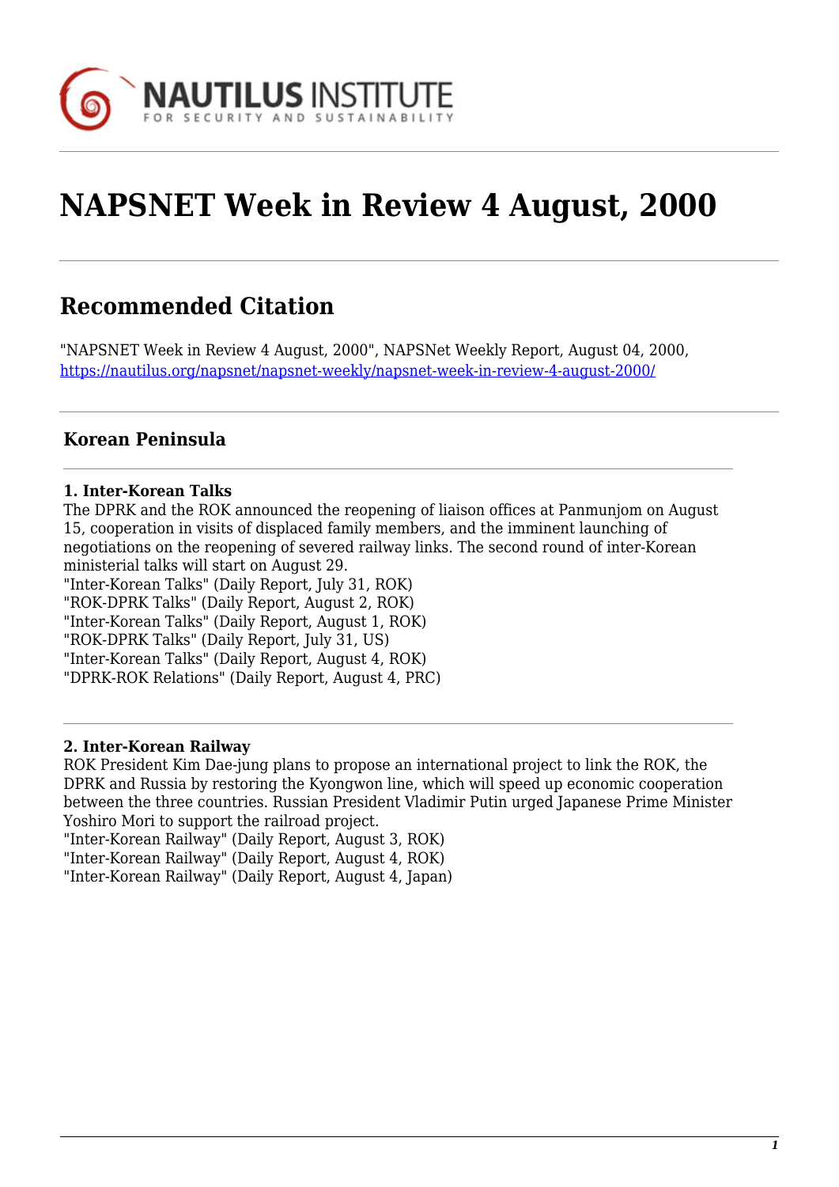# NAPSNET Week in Review 4 August, 2000

## Recommended Citation

"NAPSNET Week in Review 4 August, 2000", NAPSNet Weekly Report, August 04, 2000, https://nautilus.org/napsnet/napsnet-weekly/napsnet-week-in-review-4-august-2000/

### Korean Peninsula

**1. Inter-Korean Talks**

The DPRK and the ROK announced the reopening of liaison offices at Panmunjom on August 15, cooperation in visits of displaced family members, and the imminent launching of negotiations on the reopening of severed railway links. The second round of inter-Korean ministerial talks will start on August 29.

"Inter-Korean Talks" (Daily Report, July 31, ROK)
"ROK-DPRK Talks" (Daily Report, August 2, ROK)
"Inter-Korean Talks" (Daily Report, August 1, ROK)
"ROK-DPRK Talks" (Daily Report, July 31, US)
"Inter-Korean Talks" (Daily Report, August 4, ROK)
"DPRK-ROK Relations" (Daily Report, August 4, PRC)

**2. Inter-Korean Railway**

ROK President Kim Dae-jung plans to propose an international project to link the ROK, the DPRK and Russia by restoring the Kyongwon line, which will speed up economic cooperation between the three countries. Russian President Vladimir Putin urged Japanese Prime Minister Yoshiro Mori to support the railroad project.

"Inter-Korean Railway" (Daily Report, August 3, ROK)
"Inter-Korean Railway" (Daily Report, August 4, ROK)
"Inter-Korean Railway" (Daily Report, August 4, Japan)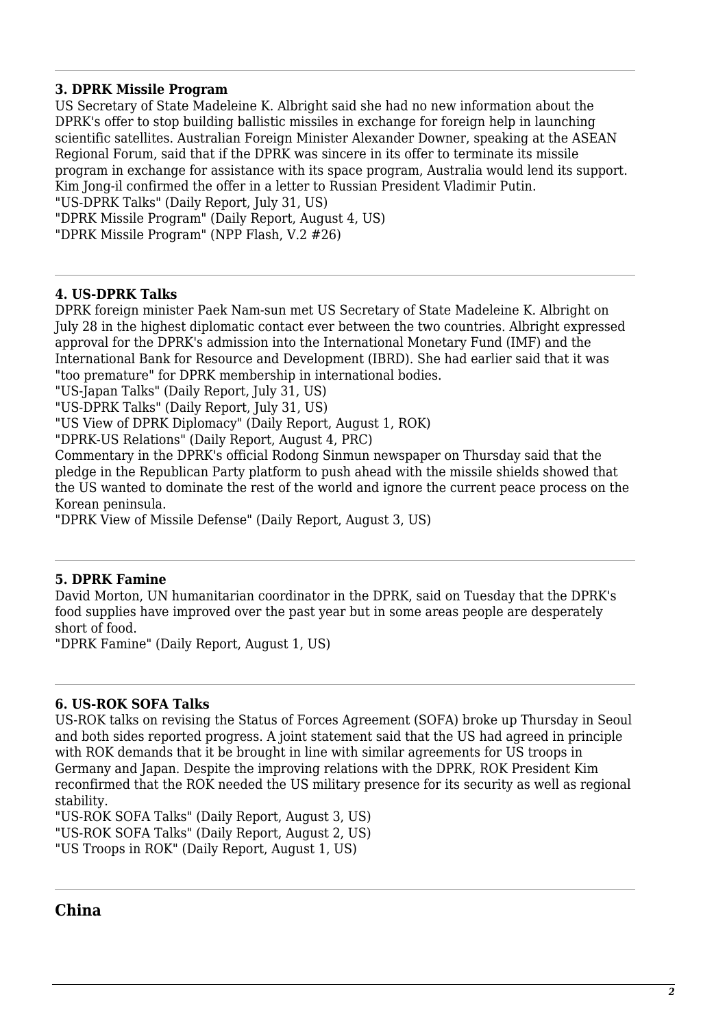---

**3. DPRK Missile Program**

US Secretary of State Madeleine K. Albright said she had no new information about the DPRK's offer to stop building ballistic missiles in exchange for foreign help in launching scientific satellites. Australian Foreign Minister Alexander Downer, speaking at the ASEAN Regional Forum, said that if the DPRK was sincere in its offer to terminate its missile program in exchange for assistance with its space program, Australia would lend its support. Kim Jong-il confirmed the offer in a letter to Russian President Vladimir Putin.
"US-DPRK Talks" (Daily Report, July 31, US)
"DPRK Missile Program" (Daily Report, August 4, US)
"DPRK Missile Program" (NPP Flash, V.2 #26)

---

**4. US-DPRK Talks**

DPRK foreign minister Paek Nam-sun met US Secretary of State Madeleine K. Albright on July 28 in the highest diplomatic contact ever between the two countries. Albright expressed approval for the DPRK's admission into the International Monetary Fund (IMF) and the International Bank for Resource and Development (IBRD). She had earlier said that it was "too premature" for DPRK membership in international bodies.
"US-Japan Talks" (Daily Report, July 31, US)
"US-DPRK Talks" (Daily Report, July 31, US)
"US View of DPRK Diplomacy" (Daily Report, August 1, ROK)
"DPRK-US Relations" (Daily Report, August 4, PRC)
Commentary in the DPRK's official Rodong Sinmun newspaper on Thursday said that the pledge in the Republican Party platform to push ahead with the missile shields showed that the US wanted to dominate the rest of the world and ignore the current peace process on the Korean peninsula.
"DPRK View of Missile Defense" (Daily Report, August 3, US)

---

**5. DPRK Famine**

David Morton, UN humanitarian coordinator in the DPRK, said on Tuesday that the DPRK's food supplies have improved over the past year but in some areas people are desperately short of food.
"DPRK Famine" (Daily Report, August 1, US)

---

**6. US-ROK SOFA Talks**

US-ROK talks on revising the Status of Forces Agreement (SOFA) broke up Thursday in Seoul and both sides reported progress. A joint statement said that the US had agreed in principle with ROK demands that it be brought in line with similar agreements for US troops in Germany and Japan. Despite the improving relations with the DPRK, ROK President Kim reconfirmed that the ROK needed the US military presence for its security as well as regional stability.
"US-ROK SOFA Talks" (Daily Report, August 3, US)
"US-ROK SOFA Talks" (Daily Report, August 2, US)
"US Troops in ROK" (Daily Report, August 1, US)

---

## China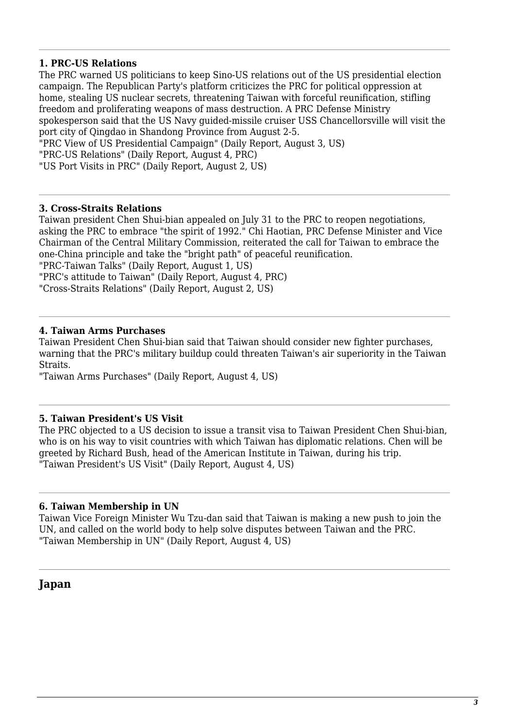### 1. PRC-US Relations

The PRC warned US politicians to keep Sino-US relations out of the US presidential election campaign. The Republican Party's platform criticizes the PRC for political oppression at home, stealing US nuclear secrets, threatening Taiwan with forceful reunification, stifling freedom and proliferating weapons of mass destruction. A PRC Defense Ministry spokesperson said that the US Navy guided-missile cruiser USS Chancellorsville will visit the port city of Qingdao in Shandong Province from August 2-5.

"PRC View of US Presidential Campaign" (Daily Report, August 3, US)
"PRC-US Relations" (Daily Report, August 4, PRC)
"US Port Visits in PRC" (Daily Report, August 2, US)

### 3. Cross-Straits Relations

Taiwan president Chen Shui-bian appealed on July 31 to the PRC to reopen negotiations, asking the PRC to embrace "the spirit of 1992." Chi Haotian, PRC Defense Minister and Vice Chairman of the Central Military Commission, reiterated the call for Taiwan to embrace the one-China principle and take the "bright path" of peaceful reunification.

"PRC-Taiwan Talks" (Daily Report, August 1, US)
"PRC's attitude to Taiwan" (Daily Report, August 4, PRC)
"Cross-Straits Relations" (Daily Report, August 2, US)

### 4. Taiwan Arms Purchases

Taiwan President Chen Shui-bian said that Taiwan should consider new fighter purchases, warning that the PRC's military buildup could threaten Taiwan's air superiority in the Taiwan Straits.

"Taiwan Arms Purchases" (Daily Report, August 4, US)

### 5. Taiwan President's US Visit

The PRC objected to a US decision to issue a transit visa to Taiwan President Chen Shui-bian, who is on his way to visit countries with which Taiwan has diplomatic relations. Chen will be greeted by Richard Bush, head of the American Institute in Taiwan, during his trip.

"Taiwan President's US Visit" (Daily Report, August 4, US)

### 6. Taiwan Membership in UN

Taiwan Vice Foreign Minister Wu Tzu-dan said that Taiwan is making a new push to join the UN, and called on the world body to help solve disputes between Taiwan and the PRC.

"Taiwan Membership in UN" (Daily Report, August 4, US)

## Japan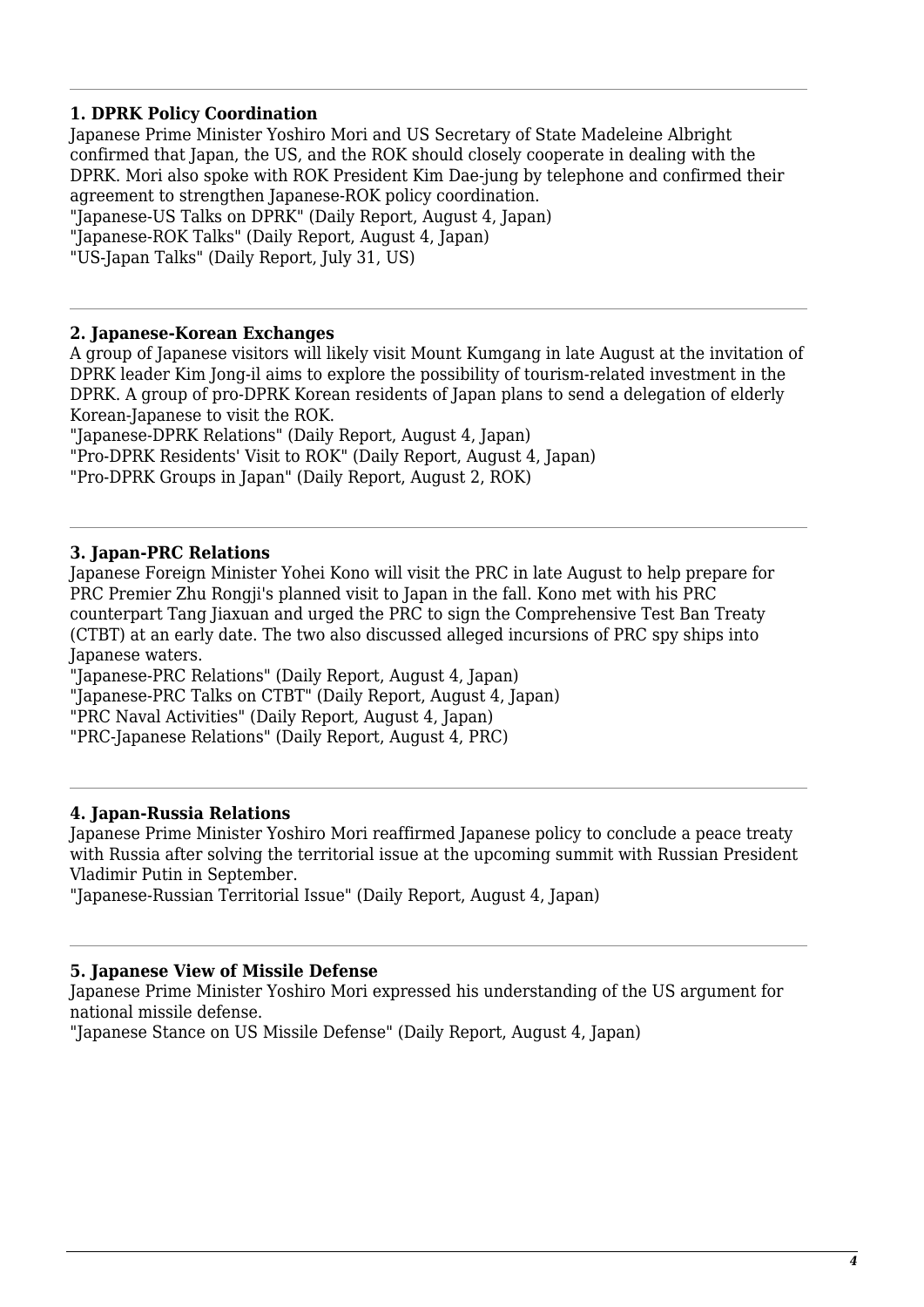### 1. DPRK Policy Coordination

Japanese Prime Minister Yoshiro Mori and US Secretary of State Madeleine Albright confirmed that Japan, the US, and the ROK should closely cooperate in dealing with the DPRK. Mori also spoke with ROK President Kim Dae-jung by telephone and confirmed their agreement to strengthen Japanese-ROK policy coordination.

"Japanese-US Talks on DPRK" (Daily Report, August 4, Japan)
"Japanese-ROK Talks" (Daily Report, August 4, Japan)
"US-Japan Talks" (Daily Report, July 31, US)

### 2. Japanese-Korean Exchanges

A group of Japanese visitors will likely visit Mount Kumgang in late August at the invitation of DPRK leader Kim Jong-il aims to explore the possibility of tourism-related investment in the DPRK. A group of pro-DPRK Korean residents of Japan plans to send a delegation of elderly Korean-Japanese to visit the ROK.

"Japanese-DPRK Relations" (Daily Report, August 4, Japan)
"Pro-DPRK Residents' Visit to ROK" (Daily Report, August 4, Japan)
"Pro-DPRK Groups in Japan" (Daily Report, August 2, ROK)

### 3. Japan-PRC Relations

Japanese Foreign Minister Yohei Kono will visit the PRC in late August to help prepare for PRC Premier Zhu Rongji's planned visit to Japan in the fall. Kono met with his PRC counterpart Tang Jiaxuan and urged the PRC to sign the Comprehensive Test Ban Treaty (CTBT) at an early date. The two also discussed alleged incursions of PRC spy ships into Japanese waters.

"Japanese-PRC Relations" (Daily Report, August 4, Japan)
"Japanese-PRC Talks on CTBT" (Daily Report, August 4, Japan)
"PRC Naval Activities" (Daily Report, August 4, Japan)
"PRC-Japanese Relations" (Daily Report, August 4, PRC)

### 4. Japan-Russia Relations

Japanese Prime Minister Yoshiro Mori reaffirmed Japanese policy to conclude a peace treaty with Russia after solving the territorial issue at the upcoming summit with Russian President Vladimir Putin in September.

"Japanese-Russian Territorial Issue" (Daily Report, August 4, Japan)

### 5. Japanese View of Missile Defense

Japanese Prime Minister Yoshiro Mori expressed his understanding of the US argument for national missile defense.

"Japanese Stance on US Missile Defense" (Daily Report, August 4, Japan)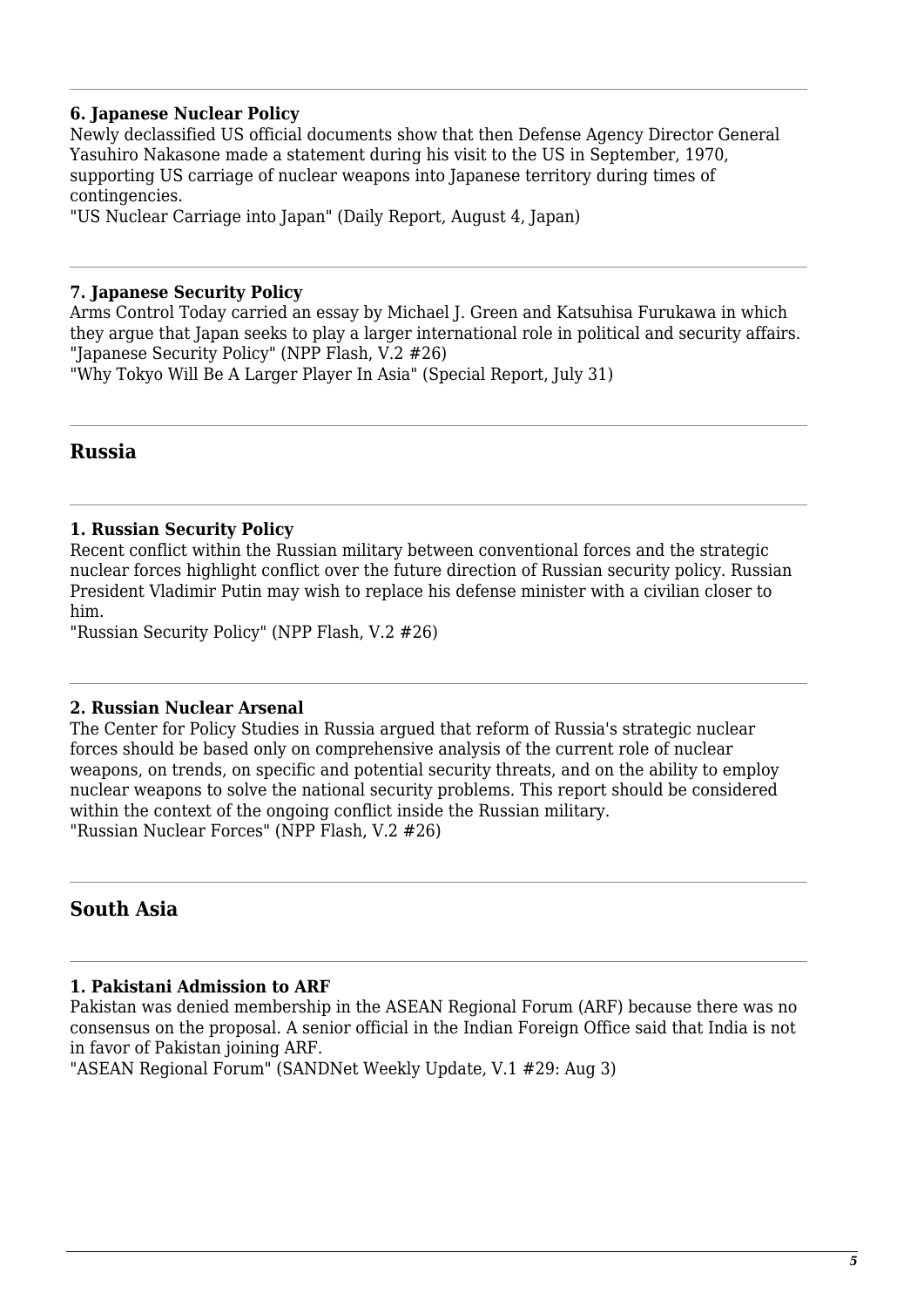---

**6. Japanese Nuclear Policy**

Newly declassified US official documents show that then Defense Agency Director General Yasuhiro Nakasone made a statement during his visit to the US in September, 1970, supporting US carriage of nuclear weapons into Japanese territory during times of contingencies.

"US Nuclear Carriage into Japan" (Daily Report, August 4, Japan)

---

**7. Japanese Security Policy**

Arms Control Today carried an essay by Michael J. Green and Katsuhisa Furukawa in which they argue that Japan seeks to play a larger international role in political and security affairs.

"Japanese Security Policy" (NPP Flash, V.2 #26)

"Why Tokyo Will Be A Larger Player In Asia" (Special Report, July 31)

---

## Russia

---

**1. Russian Security Policy**

Recent conflict within the Russian military between conventional forces and the strategic nuclear forces highlight conflict over the future direction of Russian security policy. Russian President Vladimir Putin may wish to replace his defense minister with a civilian closer to him.

"Russian Security Policy" (NPP Flash, V.2 #26)

---

**2. Russian Nuclear Arsenal**

The Center for Policy Studies in Russia argued that reform of Russia's strategic nuclear forces should be based only on comprehensive analysis of the current role of nuclear weapons, on trends, on specific and potential security threats, and on the ability to employ nuclear weapons to solve the national security problems. This report should be considered within the context of the ongoing conflict inside the Russian military.

"Russian Nuclear Forces" (NPP Flash, V.2 #26)

---

## South Asia

---

**1. Pakistani Admission to ARF**

Pakistan was denied membership in the ASEAN Regional Forum (ARF) because there was no consensus on the proposal. A senior official in the Indian Foreign Office said that India is not in favor of Pakistan joining ARF.

"ASEAN Regional Forum" (SANDNet Weekly Update, V.1 #29: Aug 3)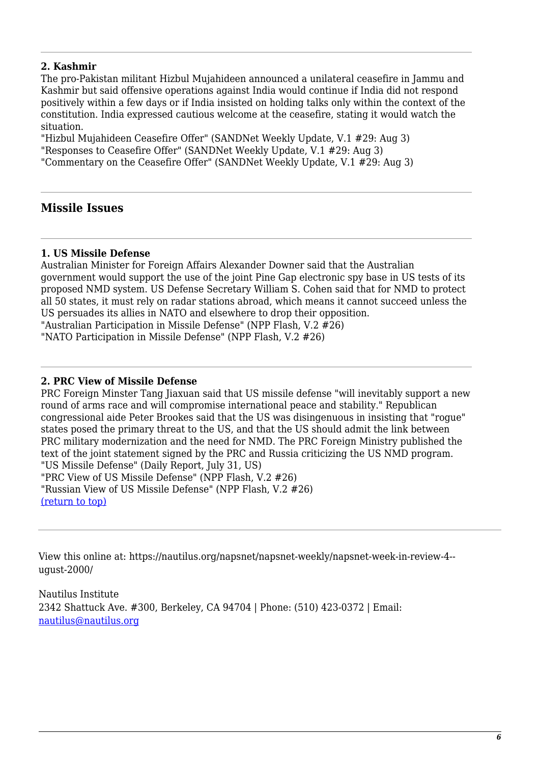### 2. Kashmir

The pro-Pakistan militant Hizbul Mujahideen announced a unilateral ceasefire in Jammu and Kashmir but said offensive operations against India would continue if India did not respond positively within a few days or if India insisted on holding talks only within the context of the constitution. India expressed cautious welcome at the ceasefire, stating it would watch the situation.

"Hizbul Mujahideen Ceasefire Offer" (SANDNet Weekly Update, V.1 #29: Aug 3)
"Responses to Ceasefire Offer" (SANDNet Weekly Update, V.1 #29: Aug 3)
"Commentary on the Ceasefire Offer" (SANDNet Weekly Update, V.1 #29: Aug 3)

## Missile Issues

### 1. US Missile Defense

Australian Minister for Foreign Affairs Alexander Downer said that the Australian government would support the use of the joint Pine Gap electronic spy base in US tests of its proposed NMD system. US Defense Secretary William S. Cohen said that for NMD to protect all 50 states, it must rely on radar stations abroad, which means it cannot succeed unless the US persuades its allies in NATO and elsewhere to drop their opposition.

"Australian Participation in Missile Defense" (NPP Flash, V.2 #26)
"NATO Participation in Missile Defense" (NPP Flash, V.2 #26)

### 2. PRC View of Missile Defense

PRC Foreign Minster Tang Jiaxuan said that US missile defense "will inevitably support a new round of arms race and will compromise international peace and stability." Republican congressional aide Peter Brookes said that the US was disingenuous in insisting that "rogue" states posed the primary threat to the US, and that the US should admit the link between PRC military modernization and the need for NMD. The PRC Foreign Ministry published the text of the joint statement signed by the PRC and Russia criticizing the US NMD program.

"US Missile Defense" (Daily Report, July 31, US)
"PRC View of US Missile Defense" (NPP Flash, V.2 #26)
"Russian View of US Missile Defense" (NPP Flash, V.2 #26)
(return to top)

View this online at: https://nautilus.org/napsnet/napsnet-weekly/napsnet-week-in-review-4--ugust-2000/

Nautilus Institute
2342 Shattuck Ave. #300, Berkeley, CA 94704 | Phone: (510) 423-0372 | Email: nautilus@nautilus.org